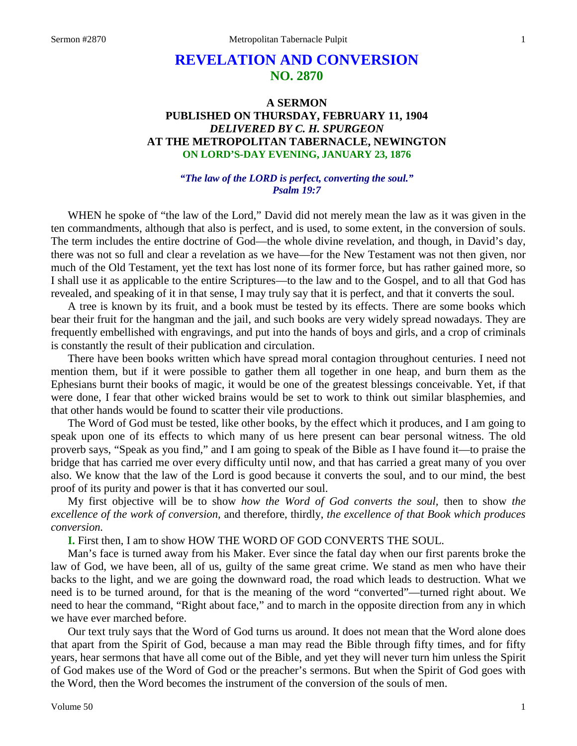# REVELATION AND CONVERSION
## NO. 2870

### A SERMON
### PUBLISHED ON THURSDAY, FEBRUARY 11, 1904
### *DELIVERED BY C. H. SPURGEON*
### AT THE METROPOLITAN TABERNACLE, NEWINGTON
### ON LORD'S-DAY EVENING, JANUARY 23, 1876

***"The law of the LORD is perfect, converting the soul." Psalm 19:7***

WHEN he spoke of "the law of the Lord," David did not merely mean the law as it was given in the ten commandments, although that also is perfect, and is used, to some extent, in the conversion of souls. The term includes the entire doctrine of God—the whole divine revelation, and though, in David's day, there was not so full and clear a revelation as we have—for the New Testament was not then given, nor much of the Old Testament, yet the text has lost none of its former force, but has rather gained more, so I shall use it as applicable to the entire Scriptures—to the law and to the Gospel, and to all that God has revealed, and speaking of it in that sense, I may truly say that it is perfect, and that it converts the soul.

A tree is known by its fruit, and a book must be tested by its effects. There are some books which bear their fruit for the hangman and the jail, and such books are very widely spread nowadays. They are frequently embellished with engravings, and put into the hands of boys and girls, and a crop of criminals is constantly the result of their publication and circulation.

There have been books written which have spread moral contagion throughout centuries. I need not mention them, but if it were possible to gather them all together in one heap, and burn them as the Ephesians burnt their books of magic, it would be one of the greatest blessings conceivable. Yet, if that were done, I fear that other wicked brains would be set to work to think out similar blasphemies, and that other hands would be found to scatter their vile productions.

The Word of God must be tested, like other books, by the effect which it produces, and I am going to speak upon one of its effects to which many of us here present can bear personal witness. The old proverb says, "Speak as you find," and I am going to speak of the Bible as I have found it—to praise the bridge that has carried me over every difficulty until now, and that has carried a great many of you over also. We know that the law of the Lord is good because it converts the soul, and to our mind, the best proof of its purity and power is that it has converted our soul.

My first objective will be to show *how the Word of God converts the soul,* then to show *the excellence of the work of conversion,* and therefore, thirdly, *the excellence of that Book which produces conversion.*

**I.** First then, I am to show HOW THE WORD OF GOD CONVERTS THE SOUL.

Man's face is turned away from his Maker. Ever since the fatal day when our first parents broke the law of God, we have been, all of us, guilty of the same great crime. We stand as men who have their backs to the light, and we are going the downward road, the road which leads to destruction. What we need is to be turned around, for that is the meaning of the word "converted"—turned right about. We need to hear the command, "Right about face," and to march in the opposite direction from any in which we have ever marched before.

Our text truly says that the Word of God turns us around. It does not mean that the Word alone does that apart from the Spirit of God, because a man may read the Bible through fifty times, and for fifty years, hear sermons that have all come out of the Bible, and yet they will never turn him unless the Spirit of God makes use of the Word of God or the preacher's sermons. But when the Spirit of God goes with the Word, then the Word becomes the instrument of the conversion of the souls of men.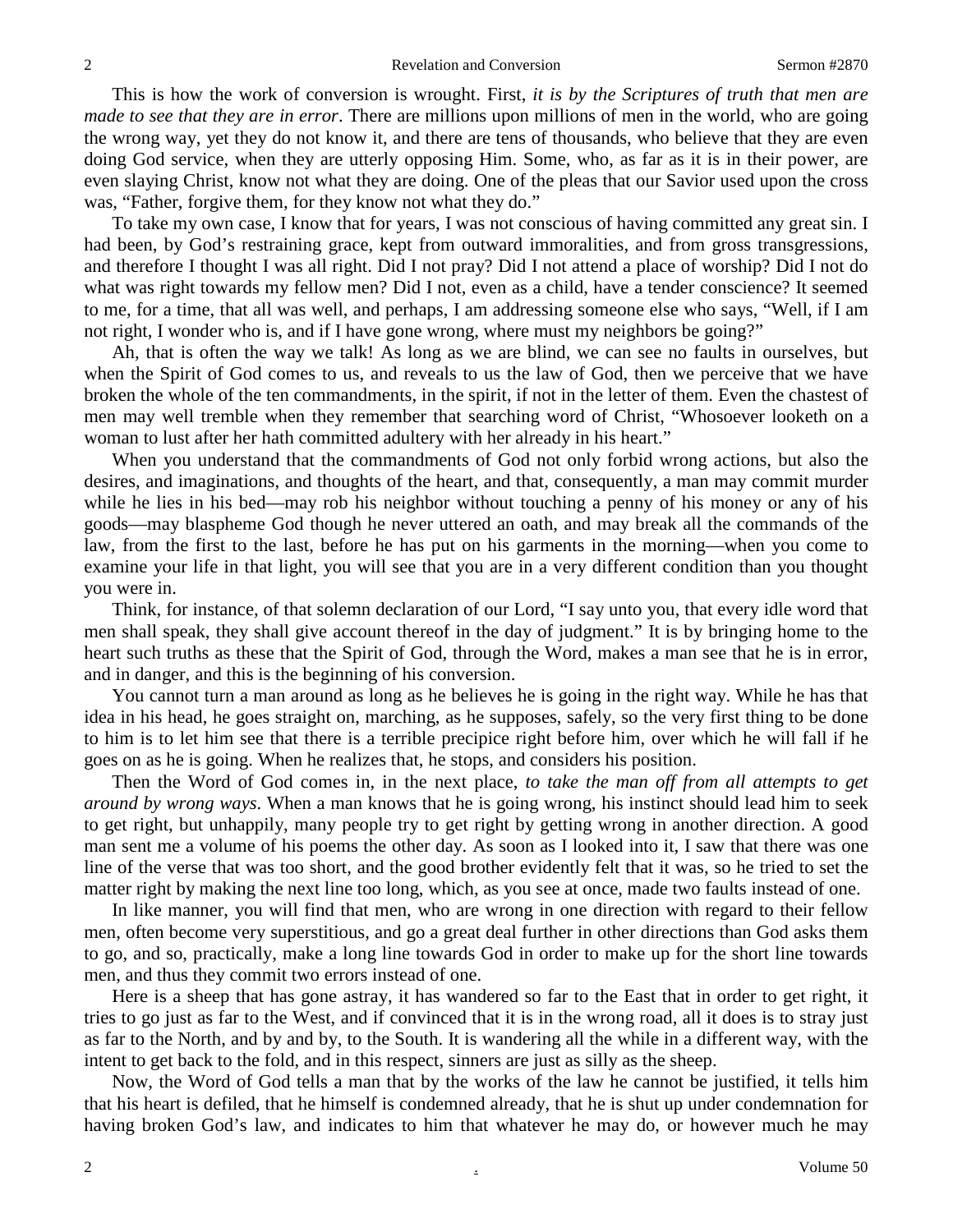This is how the work of conversion is wrought. First, *it is by the Scriptures of truth that men are made to see that they are in error*. There are millions upon millions of men in the world, who are going the wrong way, yet they do not know it, and there are tens of thousands, who believe that they are even doing God service, when they are utterly opposing Him. Some, who, as far as it is in their power, are even slaying Christ, know not what they are doing. One of the pleas that our Savior used upon the cross was, "Father, forgive them, for they know not what they do."

To take my own case, I know that for years, I was not conscious of having committed any great sin. I had been, by God's restraining grace, kept from outward immoralities, and from gross transgressions, and therefore I thought I was all right. Did I not pray? Did I not attend a place of worship? Did I not do what was right towards my fellow men? Did I not, even as a child, have a tender conscience? It seemed to me, for a time, that all was well, and perhaps, I am addressing someone else who says, "Well, if I am not right, I wonder who is, and if I have gone wrong, where must my neighbors be going?"

Ah, that is often the way we talk! As long as we are blind, we can see no faults in ourselves, but when the Spirit of God comes to us, and reveals to us the law of God, then we perceive that we have broken the whole of the ten commandments, in the spirit, if not in the letter of them. Even the chastest of men may well tremble when they remember that searching word of Christ, "Whosoever looketh on a woman to lust after her hath committed adultery with her already in his heart."

When you understand that the commandments of God not only forbid wrong actions, but also the desires, and imaginations, and thoughts of the heart, and that, consequently, a man may commit murder while he lies in his bed—may rob his neighbor without touching a penny of his money or any of his goods—may blaspheme God though he never uttered an oath, and may break all the commands of the law, from the first to the last, before he has put on his garments in the morning—when you come to examine your life in that light, you will see that you are in a very different condition than you thought you were in.

Think, for instance, of that solemn declaration of our Lord, "I say unto you, that every idle word that men shall speak, they shall give account thereof in the day of judgment." It is by bringing home to the heart such truths as these that the Spirit of God, through the Word, makes a man see that he is in error, and in danger, and this is the beginning of his conversion.

You cannot turn a man around as long as he believes he is going in the right way. While he has that idea in his head, he goes straight on, marching, as he supposes, safely, so the very first thing to be done to him is to let him see that there is a terrible precipice right before him, over which he will fall if he goes on as he is going. When he realizes that, he stops, and considers his position.

Then the Word of God comes in, in the next place, *to take the man off from all attempts to get around by wrong ways*. When a man knows that he is going wrong, his instinct should lead him to seek to get right, but unhappily, many people try to get right by getting wrong in another direction. A good man sent me a volume of his poems the other day. As soon as I looked into it, I saw that there was one line of the verse that was too short, and the good brother evidently felt that it was, so he tried to set the matter right by making the next line too long, which, as you see at once, made two faults instead of one.

In like manner, you will find that men, who are wrong in one direction with regard to their fellow men, often become very superstitious, and go a great deal further in other directions than God asks them to go, and so, practically, make a long line towards God in order to make up for the short line towards men, and thus they commit two errors instead of one.

Here is a sheep that has gone astray, it has wandered so far to the East that in order to get right, it tries to go just as far to the West, and if convinced that it is in the wrong road, all it does is to stray just as far to the North, and by and by, to the South. It is wandering all the while in a different way, with the intent to get back to the fold, and in this respect, sinners are just as silly as the sheep.

Now, the Word of God tells a man that by the works of the law he cannot be justified, it tells him that his heart is defiled, that he himself is condemned already, that he is shut up under condemnation for having broken God's law, and indicates to him that whatever he may do, or however much he may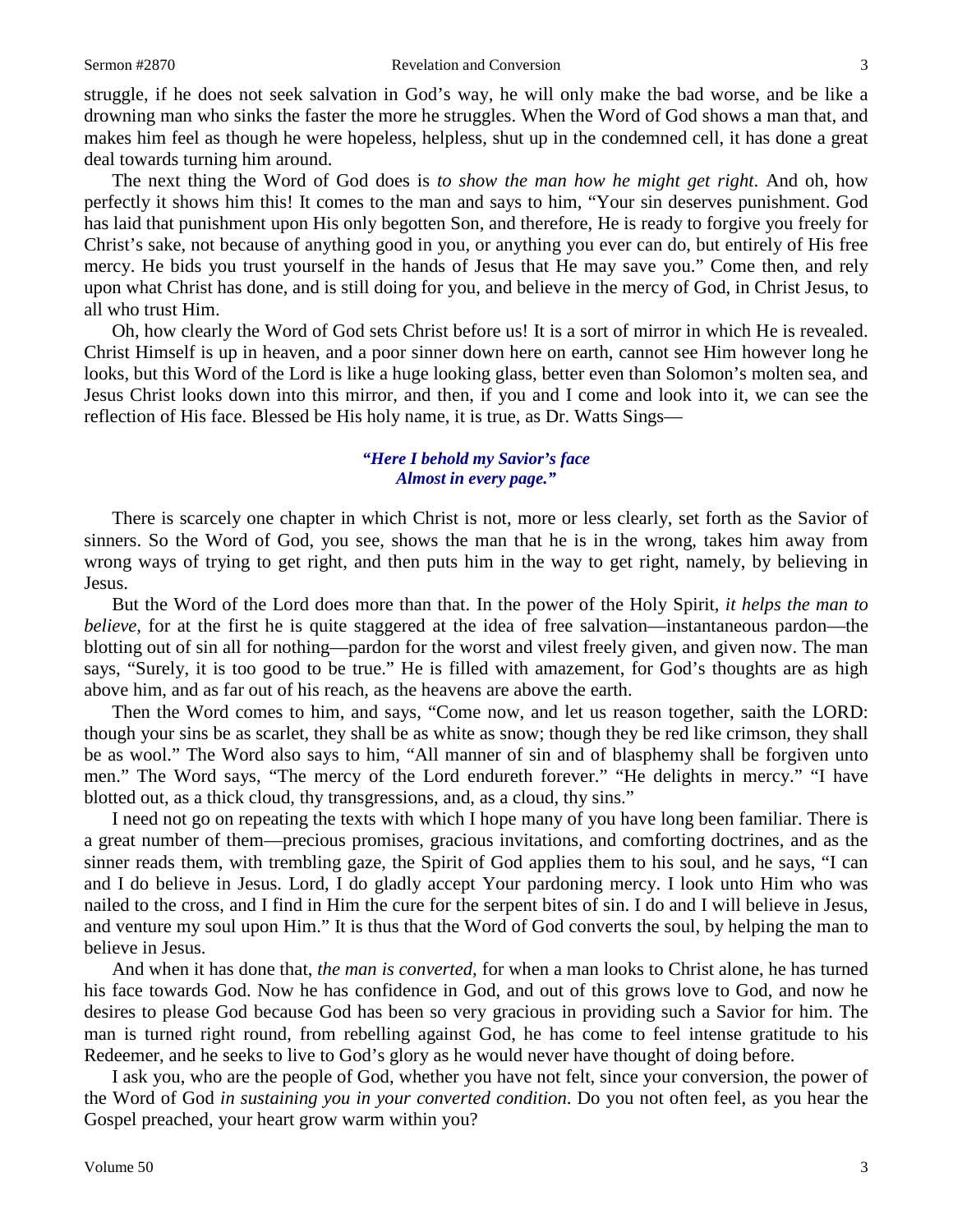struggle, if he does not seek salvation in God's way, he will only make the bad worse, and be like a drowning man who sinks the faster the more he struggles. When the Word of God shows a man that, and makes him feel as though he were hopeless, helpless, shut up in the condemned cell, it has done a great deal towards turning him around.

The next thing the Word of God does is *to show the man how he might get right*. And oh, how perfectly it shows him this! It comes to the man and says to him, "Your sin deserves punishment. God has laid that punishment upon His only begotten Son, and therefore, He is ready to forgive you freely for Christ's sake, not because of anything good in you, or anything you ever can do, but entirely of His free mercy. He bids you trust yourself in the hands of Jesus that He may save you." Come then, and rely upon what Christ has done, and is still doing for you, and believe in the mercy of God, in Christ Jesus, to all who trust Him.

Oh, how clearly the Word of God sets Christ before us! It is a sort of mirror in which He is revealed. Christ Himself is up in heaven, and a poor sinner down here on earth, cannot see Him however long he looks, but this Word of the Lord is like a huge looking glass, better even than Solomon's molten sea, and Jesus Christ looks down into this mirror, and then, if you and I come and look into it, we can see the reflection of His face. Blessed be His holy name, it is true, as Dr. Watts Sings—

> ***"Here I behold my Savior's face***
> ***Almost in every page."***

There is scarcely one chapter in which Christ is not, more or less clearly, set forth as the Savior of sinners. So the Word of God, you see, shows the man that he is in the wrong, takes him away from wrong ways of trying to get right, and then puts him in the way to get right, namely, by believing in Jesus.

But the Word of the Lord does more than that. In the power of the Holy Spirit, *it helps the man to believe*, for at the first he is quite staggered at the idea of free salvation—instantaneous pardon—the blotting out of sin all for nothing—pardon for the worst and vilest freely given, and given now. The man says, "Surely, it is too good to be true." He is filled with amazement, for God's thoughts are as high above him, and as far out of his reach, as the heavens are above the earth.

Then the Word comes to him, and says, "Come now, and let us reason together, saith the LORD: though your sins be as scarlet, they shall be as white as snow; though they be red like crimson, they shall be as wool." The Word also says to him, "All manner of sin and of blasphemy shall be forgiven unto men." The Word says, "The mercy of the Lord endureth forever." "He delights in mercy." "I have blotted out, as a thick cloud, thy transgressions, and, as a cloud, thy sins."

I need not go on repeating the texts with which I hope many of you have long been familiar. There is a great number of them—precious promises, gracious invitations, and comforting doctrines, and as the sinner reads them, with trembling gaze, the Spirit of God applies them to his soul, and he says, "I can and I do believe in Jesus. Lord, I do gladly accept Your pardoning mercy. I look unto Him who was nailed to the cross, and I find in Him the cure for the serpent bites of sin. I do and I will believe in Jesus, and venture my soul upon Him." It is thus that the Word of God converts the soul, by helping the man to believe in Jesus.

And when it has done that, *the man is converted*, for when a man looks to Christ alone, he has turned his face towards God. Now he has confidence in God, and out of this grows love to God, and now he desires to please God because God has been so very gracious in providing such a Savior for him. The man is turned right round, from rebelling against God, he has come to feel intense gratitude to his Redeemer, and he seeks to live to God's glory as he would never have thought of doing before.

I ask you, who are the people of God, whether you have not felt, since your conversion, the power of the Word of God *in sustaining you in your converted condition*. Do you not often feel, as you hear the Gospel preached, your heart grow warm within you?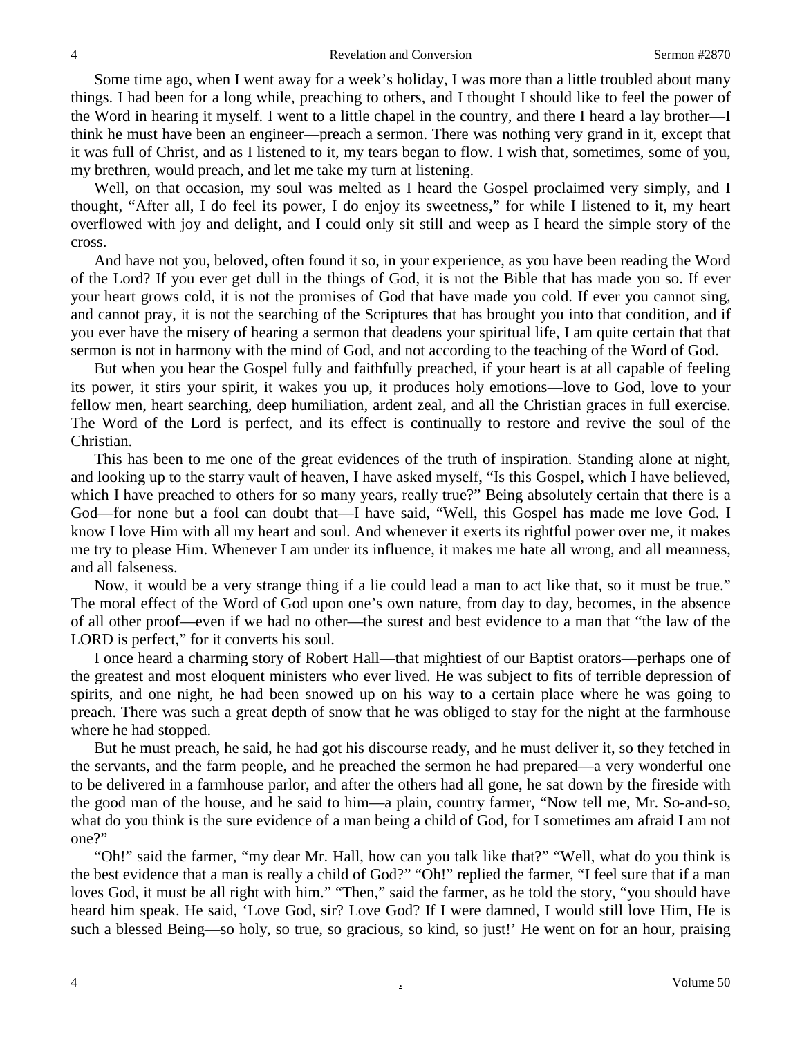Some time ago, when I went away for a week's holiday, I was more than a little troubled about many things. I had been for a long while, preaching to others, and I thought I should like to feel the power of the Word in hearing it myself. I went to a little chapel in the country, and there I heard a lay brother—I think he must have been an engineer—preach a sermon. There was nothing very grand in it, except that it was full of Christ, and as I listened to it, my tears began to flow. I wish that, sometimes, some of you, my brethren, would preach, and let me take my turn at listening.

Well, on that occasion, my soul was melted as I heard the Gospel proclaimed very simply, and I thought, "After all, I do feel its power, I do enjoy its sweetness," for while I listened to it, my heart overflowed with joy and delight, and I could only sit still and weep as I heard the simple story of the cross.

And have not you, beloved, often found it so, in your experience, as you have been reading the Word of the Lord? If you ever get dull in the things of God, it is not the Bible that has made you so. If ever your heart grows cold, it is not the promises of God that have made you cold. If ever you cannot sing, and cannot pray, it is not the searching of the Scriptures that has brought you into that condition, and if you ever have the misery of hearing a sermon that deadens your spiritual life, I am quite certain that that sermon is not in harmony with the mind of God, and not according to the teaching of the Word of God.

But when you hear the Gospel fully and faithfully preached, if your heart is at all capable of feeling its power, it stirs your spirit, it wakes you up, it produces holy emotions—love to God, love to your fellow men, heart searching, deep humiliation, ardent zeal, and all the Christian graces in full exercise. The Word of the Lord is perfect, and its effect is continually to restore and revive the soul of the Christian.

This has been to me one of the great evidences of the truth of inspiration. Standing alone at night, and looking up to the starry vault of heaven, I have asked myself, "Is this Gospel, which I have believed, which I have preached to others for so many years, really true?" Being absolutely certain that there is a God—for none but a fool can doubt that—I have said, "Well, this Gospel has made me love God. I know I love Him with all my heart and soul. And whenever it exerts its rightful power over me, it makes me try to please Him. Whenever I am under its influence, it makes me hate all wrong, and all meanness, and all falseness.

Now, it would be a very strange thing if a lie could lead a man to act like that, so it must be true." The moral effect of the Word of God upon one's own nature, from day to day, becomes, in the absence of all other proof—even if we had no other—the surest and best evidence to a man that "the law of the LORD is perfect," for it converts his soul.

I once heard a charming story of Robert Hall—that mightiest of our Baptist orators—perhaps one of the greatest and most eloquent ministers who ever lived. He was subject to fits of terrible depression of spirits, and one night, he had been snowed up on his way to a certain place where he was going to preach. There was such a great depth of snow that he was obliged to stay for the night at the farmhouse where he had stopped.

But he must preach, he said, he had got his discourse ready, and he must deliver it, so they fetched in the servants, and the farm people, and he preached the sermon he had prepared—a very wonderful one to be delivered in a farmhouse parlor, and after the others had all gone, he sat down by the fireside with the good man of the house, and he said to him—a plain, country farmer, "Now tell me, Mr. So-and-so, what do you think is the sure evidence of a man being a child of God, for I sometimes am afraid I am not one?"

"Oh!" said the farmer, "my dear Mr. Hall, how can you talk like that?" "Well, what do you think is the best evidence that a man is really a child of God?" "Oh!" replied the farmer, "I feel sure that if a man loves God, it must be all right with him." "Then," said the farmer, as he told the story, "you should have heard him speak. He said, 'Love God, sir? Love God? If I were damned, I would still love Him, He is such a blessed Being—so holy, so true, so gracious, so kind, so just!' He went on for an hour, praising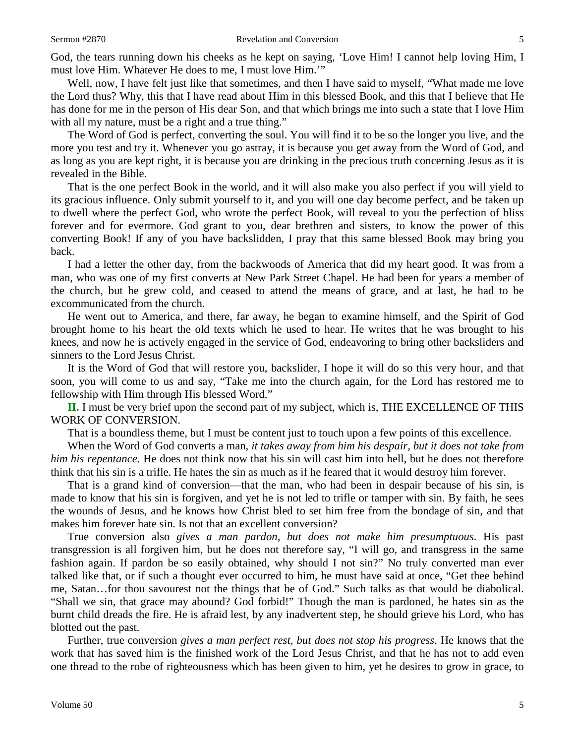God, the tears running down his cheeks as he kept on saying, 'Love Him! I cannot help loving Him, I must love Him. Whatever He does to me, I must love Him.'"

Well, now, I have felt just like that sometimes, and then I have said to myself, "What made me love the Lord thus? Why, this that I have read about Him in this blessed Book, and this that I believe that He has done for me in the person of His dear Son, and that which brings me into such a state that I love Him with all my nature, must be a right and a true thing."

The Word of God is perfect, converting the soul. You will find it to be so the longer you live, and the more you test and try it. Whenever you go astray, it is because you get away from the Word of God, and as long as you are kept right, it is because you are drinking in the precious truth concerning Jesus as it is revealed in the Bible.

That is the one perfect Book in the world, and it will also make you also perfect if you will yield to its gracious influence. Only submit yourself to it, and you will one day become perfect, and be taken up to dwell where the perfect God, who wrote the perfect Book, will reveal to you the perfection of bliss forever and for evermore. God grant to you, dear brethren and sisters, to know the power of this converting Book! If any of you have backslidden, I pray that this same blessed Book may bring you back.

I had a letter the other day, from the backwoods of America that did my heart good. It was from a man, who was one of my first converts at New Park Street Chapel. He had been for years a member of the church, but he grew cold, and ceased to attend the means of grace, and at last, he had to be excommunicated from the church.

He went out to America, and there, far away, he began to examine himself, and the Spirit of God brought home to his heart the old texts which he used to hear. He writes that he was brought to his knees, and now he is actively engaged in the service of God, endeavoring to bring other backsliders and sinners to the Lord Jesus Christ.

It is the Word of God that will restore you, backslider, I hope it will do so this very hour, and that soon, you will come to us and say, "Take me into the church again, for the Lord has restored me to fellowship with Him through His blessed Word."

**II.** I must be very brief upon the second part of my subject, which is, THE EXCELLENCE OF THIS WORK OF CONVERSION.

That is a boundless theme, but I must be content just to touch upon a few points of this excellence.

When the Word of God converts a man, *it takes away from him his despair, but it does not take from him his repentance*. He does not think now that his sin will cast him into hell, but he does not therefore think that his sin is a trifle. He hates the sin as much as if he feared that it would destroy him forever.

That is a grand kind of conversion—that the man, who had been in despair because of his sin, is made to know that his sin is forgiven, and yet he is not led to trifle or tamper with sin. By faith, he sees the wounds of Jesus, and he knows how Christ bled to set him free from the bondage of sin, and that makes him forever hate sin. Is not that an excellent conversion?

True conversion also *gives a man pardon, but does not make him presumptuous*. His past transgression is all forgiven him, but he does not therefore say, "I will go, and transgress in the same fashion again. If pardon be so easily obtained, why should I not sin?" No truly converted man ever talked like that, or if such a thought ever occurred to him, he must have said at once, "Get thee behind me, Satan…for thou savourest not the things that be of God." Such talks as that would be diabolical. "Shall we sin, that grace may abound? God forbid!" Though the man is pardoned, he hates sin as the burnt child dreads the fire. He is afraid lest, by any inadvertent step, he should grieve his Lord, who has blotted out the past.

Further, true conversion *gives a man perfect rest, but does not stop his progress*. He knows that the work that has saved him is the finished work of the Lord Jesus Christ, and that he has not to add even one thread to the robe of righteousness which has been given to him, yet he desires to grow in grace, to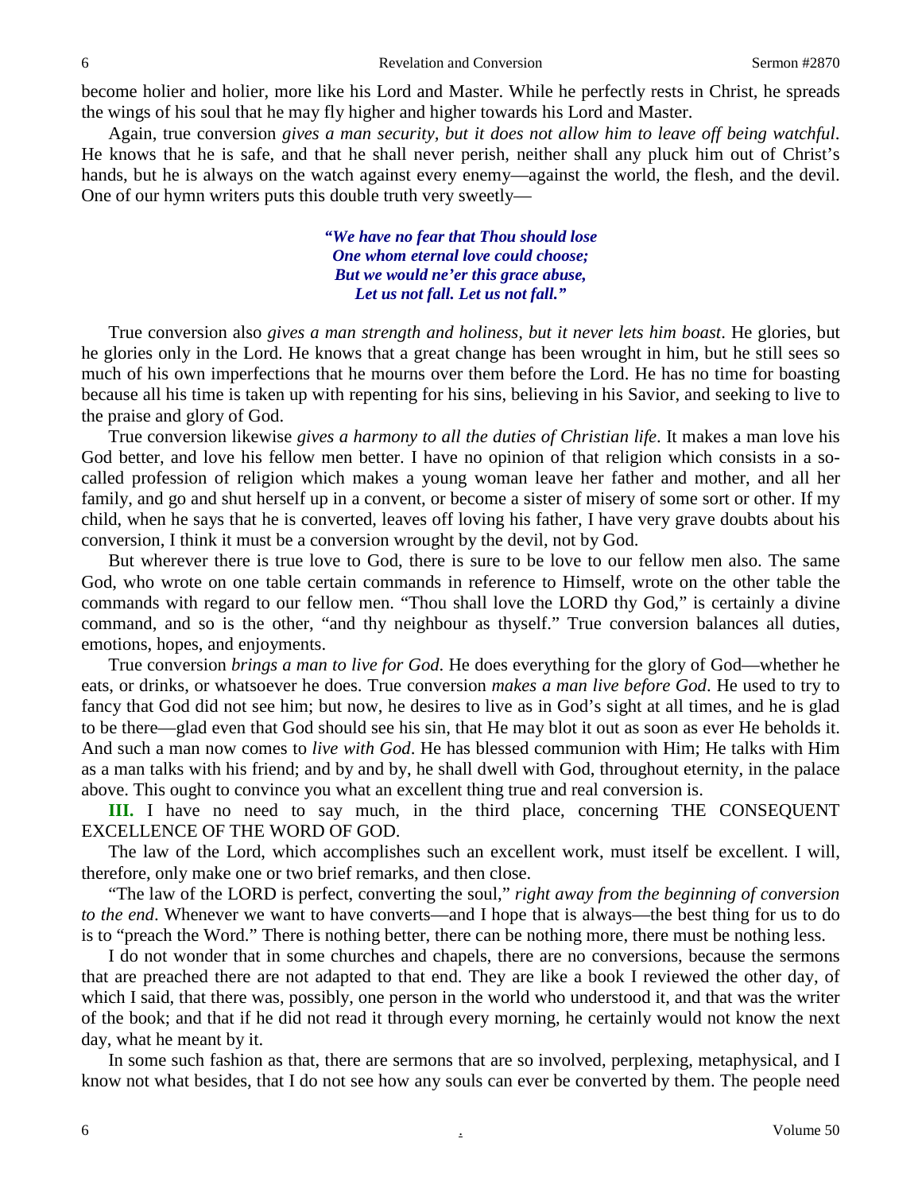become holier and holier, more like his Lord and Master. While he perfectly rests in Christ, he spreads the wings of his soul that he may fly higher and higher towards his Lord and Master.

Again, true conversion *gives a man security, but it does not allow him to leave off being watchful*. He knows that he is safe, and that he shall never perish, neither shall any pluck him out of Christ's hands, but he is always on the watch against every enemy—against the world, the flesh, and the devil. One of our hymn writers puts this double truth very sweetly—

> ***"We have no fear that Thou should lose***
> ***One whom eternal love could choose;***
> ***But we would ne'er this grace abuse,***
> ***Let us not fall. Let us not fall."***

True conversion also *gives a man strength and holiness, but it never lets him boast*. He glories, but he glories only in the Lord. He knows that a great change has been wrought in him, but he still sees so much of his own imperfections that he mourns over them before the Lord. He has no time for boasting because all his time is taken up with repenting for his sins, believing in his Savior, and seeking to live to the praise and glory of God.

True conversion likewise *gives a harmony to all the duties of Christian life*. It makes a man love his God better, and love his fellow men better. I have no opinion of that religion which consists in a so-called profession of religion which makes a young woman leave her father and mother, and all her family, and go and shut herself up in a convent, or become a sister of misery of some sort or other. If my child, when he says that he is converted, leaves off loving his father, I have very grave doubts about his conversion, I think it must be a conversion wrought by the devil, not by God.

But wherever there is true love to God, there is sure to be love to our fellow men also. The same God, who wrote on one table certain commands in reference to Himself, wrote on the other table the commands with regard to our fellow men. "Thou shall love the LORD thy God," is certainly a divine command, and so is the other, "and thy neighbour as thyself." True conversion balances all duties, emotions, hopes, and enjoyments.

True conversion *brings a man to live for God*. He does everything for the glory of God—whether he eats, or drinks, or whatsoever he does. True conversion *makes a man live before God*. He used to try to fancy that God did not see him; but now, he desires to live as in God's sight at all times, and he is glad to be there—glad even that God should see his sin, that He may blot it out as soon as ever He beholds it. And such a man now comes to *live with God*. He has blessed communion with Him; He talks with Him as a man talks with his friend; and by and by, he shall dwell with God, throughout eternity, in the palace above. This ought to convince you what an excellent thing true and real conversion is.

**III.** I have no need to say much, in the third place, concerning THE CONSEQUENT EXCELLENCE OF THE WORD OF GOD.

The law of the Lord, which accomplishes such an excellent work, must itself be excellent. I will, therefore, only make one or two brief remarks, and then close.

"The law of the LORD is perfect, converting the soul," *right away from the beginning of conversion to the end*. Whenever we want to have converts—and I hope that is always—the best thing for us to do is to "preach the Word." There is nothing better, there can be nothing more, there must be nothing less.

I do not wonder that in some churches and chapels, there are no conversions, because the sermons that are preached there are not adapted to that end. They are like a book I reviewed the other day, of which I said, that there was, possibly, one person in the world who understood it, and that was the writer of the book; and that if he did not read it through every morning, he certainly would not know the next day, what he meant by it.

In some such fashion as that, there are sermons that are so involved, perplexing, metaphysical, and I know not what besides, that I do not see how any souls can ever be converted by them. The people need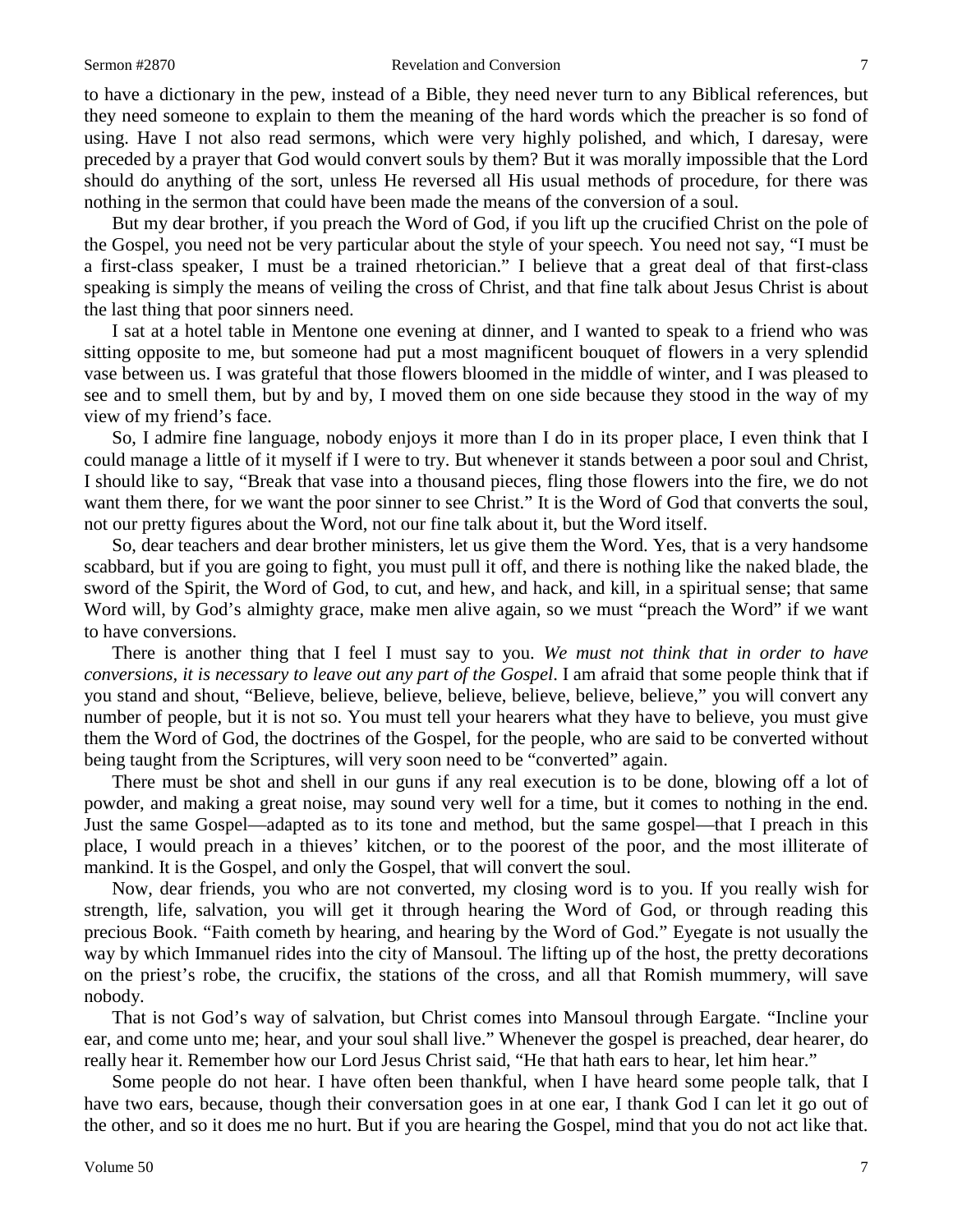to have a dictionary in the pew, instead of a Bible, they need never turn to any Biblical references, but they need someone to explain to them the meaning of the hard words which the preacher is so fond of using. Have I not also read sermons, which were very highly polished, and which, I daresay, were preceded by a prayer that God would convert souls by them? But it was morally impossible that the Lord should do anything of the sort, unless He reversed all His usual methods of procedure, for there was nothing in the sermon that could have been made the means of the conversion of a soul.

But my dear brother, if you preach the Word of God, if you lift up the crucified Christ on the pole of the Gospel, you need not be very particular about the style of your speech. You need not say, "I must be a first-class speaker, I must be a trained rhetorician." I believe that a great deal of that first-class speaking is simply the means of veiling the cross of Christ, and that fine talk about Jesus Christ is about the last thing that poor sinners need.

I sat at a hotel table in Mentone one evening at dinner, and I wanted to speak to a friend who was sitting opposite to me, but someone had put a most magnificent bouquet of flowers in a very splendid vase between us. I was grateful that those flowers bloomed in the middle of winter, and I was pleased to see and to smell them, but by and by, I moved them on one side because they stood in the way of my view of my friend's face.

So, I admire fine language, nobody enjoys it more than I do in its proper place, I even think that I could manage a little of it myself if I were to try. But whenever it stands between a poor soul and Christ, I should like to say, "Break that vase into a thousand pieces, fling those flowers into the fire, we do not want them there, for we want the poor sinner to see Christ." It is the Word of God that converts the soul, not our pretty figures about the Word, not our fine talk about it, but the Word itself.

So, dear teachers and dear brother ministers, let us give them the Word. Yes, that is a very handsome scabbard, but if you are going to fight, you must pull it off, and there is nothing like the naked blade, the sword of the Spirit, the Word of God, to cut, and hew, and hack, and kill, in a spiritual sense; that same Word will, by God's almighty grace, make men alive again, so we must "preach the Word" if we want to have conversions.

There is another thing that I feel I must say to you. *We must not think that in order to have conversions, it is necessary to leave out any part of the Gospel*. I am afraid that some people think that if you stand and shout, "Believe, believe, believe, believe, believe, believe, believe," you will convert any number of people, but it is not so. You must tell your hearers what they have to believe, you must give them the Word of God, the doctrines of the Gospel, for the people, who are said to be converted without being taught from the Scriptures, will very soon need to be "converted" again.

There must be shot and shell in our guns if any real execution is to be done, blowing off a lot of powder, and making a great noise, may sound very well for a time, but it comes to nothing in the end. Just the same Gospel—adapted as to its tone and method, but the same gospel—that I preach in this place, I would preach in a thieves' kitchen, or to the poorest of the poor, and the most illiterate of mankind. It is the Gospel, and only the Gospel, that will convert the soul.

Now, dear friends, you who are not converted, my closing word is to you. If you really wish for strength, life, salvation, you will get it through hearing the Word of God, or through reading this precious Book. "Faith cometh by hearing, and hearing by the Word of God." Eyegate is not usually the way by which Immanuel rides into the city of Mansoul. The lifting up of the host, the pretty decorations on the priest's robe, the crucifix, the stations of the cross, and all that Romish mummery, will save nobody.

That is not God's way of salvation, but Christ comes into Mansoul through Eargate. "Incline your ear, and come unto me; hear, and your soul shall live." Whenever the gospel is preached, dear hearer, do really hear it. Remember how our Lord Jesus Christ said, "He that hath ears to hear, let him hear."

Some people do not hear. I have often been thankful, when I have heard some people talk, that I have two ears, because, though their conversation goes in at one ear, I thank God I can let it go out of the other, and so it does me no hurt. But if you are hearing the Gospel, mind that you do not act like that.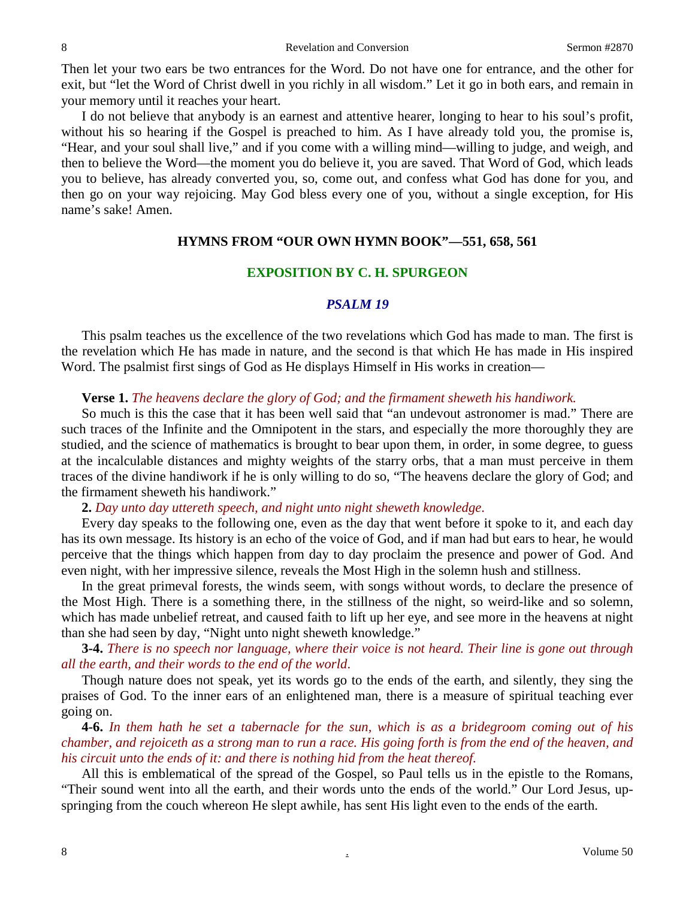Then let your two ears be two entrances for the Word. Do not have one for entrance, and the other for exit, but "let the Word of Christ dwell in you richly in all wisdom." Let it go in both ears, and remain in your memory until it reaches your heart.

I do not believe that anybody is an earnest and attentive hearer, longing to hear to his soul's profit, without his so hearing if the Gospel is preached to him. As I have already told you, the promise is, "Hear, and your soul shall live," and if you come with a willing mind—willing to judge, and weigh, and then to believe the Word—the moment you do believe it, you are saved. That Word of God, which leads you to believe, has already converted you, so, come out, and confess what God has done for you, and then go on your way rejoicing. May God bless every one of you, without a single exception, for His name's sake! Amen.

### HYMNS FROM "OUR OWN HYMN BOOK"—551, 658, 561

## EXPOSITION BY C. H. SPURGEON

### *PSALM 19*

This psalm teaches us the excellence of the two revelations which God has made to man. The first is the revelation which He has made in nature, and the second is that which He has made in His inspired Word. The psalmist first sings of God as He displays Himself in His works in creation—

**Verse 1.** *The heavens declare the glory of God; and the firmament sheweth his handiwork.*

So much is this the case that it has been well said that "an undevout astronomer is mad." There are such traces of the Infinite and the Omnipotent in the stars, and especially the more thoroughly they are studied, and the science of mathematics is brought to bear upon them, in order, in some degree, to guess at the incalculable distances and mighty weights of the starry orbs, that a man must perceive in them traces of the divine handiwork if he is only willing to do so, "The heavens declare the glory of God; and the firmament sheweth his handiwork."

**2.** *Day unto day uttereth speech, and night unto night sheweth knowledge.*

Every day speaks to the following one, even as the day that went before it spoke to it, and each day has its own message. Its history is an echo of the voice of God, and if man had but ears to hear, he would perceive that the things which happen from day to day proclaim the presence and power of God. And even night, with her impressive silence, reveals the Most High in the solemn hush and stillness.

In the great primeval forests, the winds seem, with songs without words, to declare the presence of the Most High. There is a something there, in the stillness of the night, so weird-like and so solemn, which has made unbelief retreat, and caused faith to lift up her eye, and see more in the heavens at night than she had seen by day, "Night unto night sheweth knowledge."

**3-4.** *There is no speech nor language, where their voice is not heard. Their line is gone out through all the earth, and their words to the end of the world.*

Though nature does not speak, yet its words go to the ends of the earth, and silently, they sing the praises of God. To the inner ears of an enlightened man, there is a measure of spiritual teaching ever going on.

**4-6.** *In them hath he set a tabernacle for the sun, which is as a bridegroom coming out of his chamber, and rejoiceth as a strong man to run a race. His going forth is from the end of the heaven, and his circuit unto the ends of it: and there is nothing hid from the heat thereof.*

All this is emblematical of the spread of the Gospel, so Paul tells us in the epistle to the Romans, "Their sound went into all the earth, and their words unto the ends of the world." Our Lord Jesus, up-springing from the couch whereon He slept awhile, has sent His light even to the ends of the earth.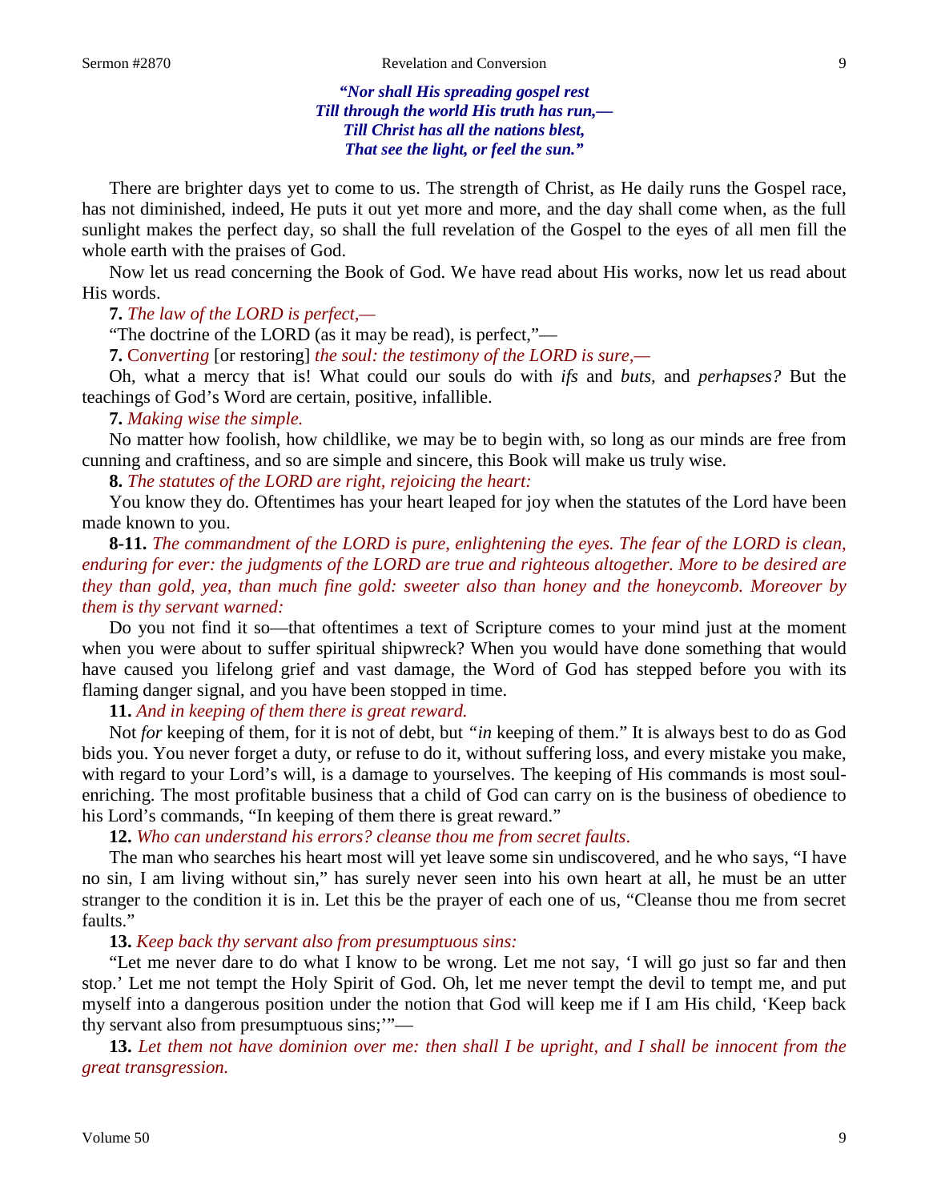> ***"Nor shall His spreading gospel rest***
> ***Till through the world His truth has run,—***
> ***Till Christ has all the nations blest,***
> ***That see the light, or feel the sun."***

There are brighter days yet to come to us. The strength of Christ, as He daily runs the Gospel race, has not diminished, indeed, He puts it out yet more and more, and the day shall come when, as the full sunlight makes the perfect day, so shall the full revelation of the Gospel to the eyes of all men fill the whole earth with the praises of God.

Now let us read concerning the Book of God. We have read about His works, now let us read about His words.

**7.** *The law of the LORD is perfect,—*

"The doctrine of the LORD (as it may be read), is perfect,"—

**7.** *Converting* [or restoring] *the soul: the testimony of the LORD is sure,—*

Oh, what a mercy that is! What could our souls do with *ifs* and *buts,* and *perhapses?* But the teachings of God's Word are certain, positive, infallible.

**7.** *Making wise the simple.*

No matter how foolish, how childlike, we may be to begin with, so long as our minds are free from cunning and craftiness, and so are simple and sincere, this Book will make us truly wise.

**8.** *The statutes of the LORD are right, rejoicing the heart:*

You know they do. Oftentimes has your heart leaped for joy when the statutes of the Lord have been made known to you.

**8-11.** *The commandment of the LORD is pure, enlightening the eyes. The fear of the LORD is clean, enduring for ever: the judgments of the LORD are true and righteous altogether. More to be desired are they than gold, yea, than much fine gold: sweeter also than honey and the honeycomb. Moreover by them is thy servant warned:*

Do you not find it so—that oftentimes a text of Scripture comes to your mind just at the moment when you were about to suffer spiritual shipwreck? When you would have done something that would have caused you lifelong grief and vast damage, the Word of God has stepped before you with its flaming danger signal, and you have been stopped in time.

**11.** *And in keeping of them there is great reward.*

Not *for* keeping of them, for it is not of debt, but *"in* keeping of them." It is always best to do as God bids you. You never forget a duty, or refuse to do it, without suffering loss, and every mistake you make, with regard to your Lord's will, is a damage to yourselves. The keeping of His commands is most soul-enriching. The most profitable business that a child of God can carry on is the business of obedience to his Lord's commands, "In keeping of them there is great reward."

**12.** *Who can understand his errors? cleanse thou me from secret faults.*

The man who searches his heart most will yet leave some sin undiscovered, and he who says, "I have no sin, I am living without sin," has surely never seen into his own heart at all, he must be an utter stranger to the condition it is in. Let this be the prayer of each one of us, "Cleanse thou me from secret faults."

**13.** *Keep back thy servant also from presumptuous sins:*

"Let me never dare to do what I know to be wrong. Let me not say, 'I will go just so far and then stop.' Let me not tempt the Holy Spirit of God. Oh, let me never tempt the devil to tempt me, and put myself into a dangerous position under the notion that God will keep me if I am His child, 'Keep back thy servant also from presumptuous sins;'"—

**13.** *Let them not have dominion over me: then shall I be upright, and I shall be innocent from the great transgression.*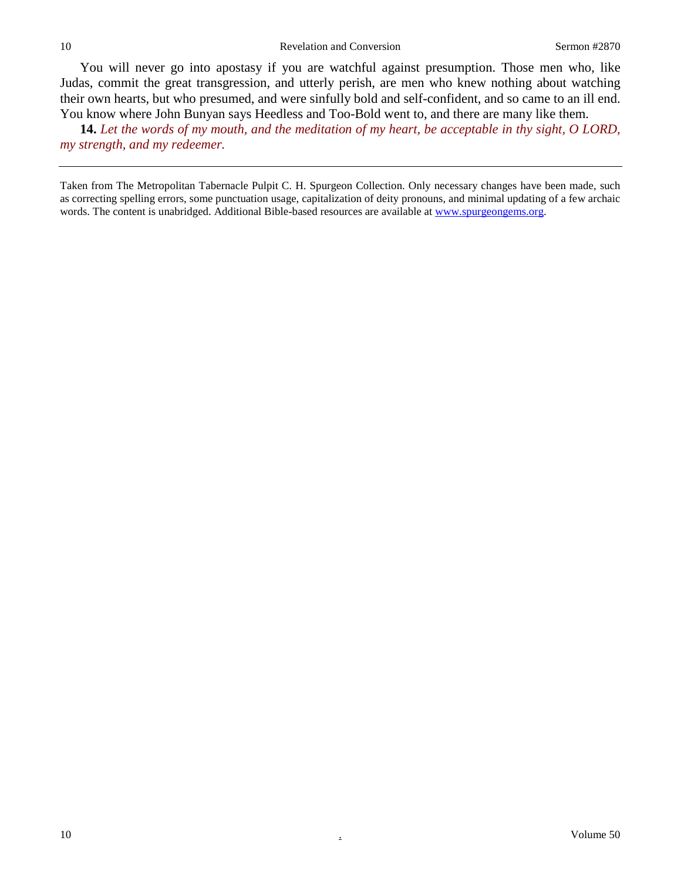You will never go into apostasy if you are watchful against presumption. Those men who, like Judas, commit the great transgression, and utterly perish, are men who knew nothing about watching their own hearts, but who presumed, and were sinfully bold and self-confident, and so came to an ill end. You know where John Bunyan says Heedless and Too-Bold went to, and there are many like them.

**14.** *Let the words of my mouth, and the meditation of my heart, be acceptable in thy sight, O LORD, my strength, and my redeemer.*

---

Taken from The Metropolitan Tabernacle Pulpit C. H. Spurgeon Collection. Only necessary changes have been made, such as correcting spelling errors, some punctuation usage, capitalization of deity pronouns, and minimal updating of a few archaic words. The content is unabridged. Additional Bible-based resources are available at [www.spurgeongems.org](http://www.spurgeongems.org).